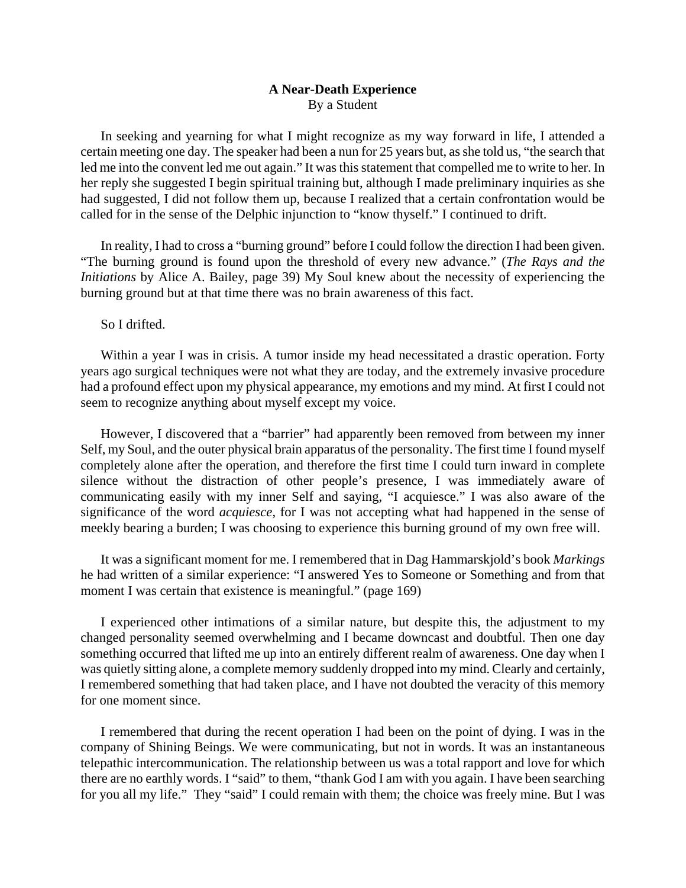**A Near-Death Experience**

By a Student

In seeking and yearning for what I might recognize as my way forward in life, I attended a certain meeting one day. The speaker had been a nun for 25 years but, as she told us, "the search that led me into the convent led me out again." It was this statement that compelled me to write to her. In her reply she suggested I begin spiritual training but, although I made preliminary inquiries as she had suggested, I did not follow them up, because I realized that a certain confrontation would be called for in the sense of the Delphic injunction to "know thyself." I continued to drift.

In reality, I had to cross a "burning ground" before I could follow the direction I had been given. "The burning ground is found upon the threshold of every new advance." (*The Rays and the Initiations* by Alice A. Bailey, page 39) My Soul knew about the necessity of experiencing the burning ground but at that time there was no brain awareness of this fact.

So I drifted.

Within a year I was in crisis. A tumor inside my head necessitated a drastic operation. Forty years ago surgical techniques were not what they are today, and the extremely invasive procedure had a profound effect upon my physical appearance, my emotions and my mind. At first I could not seem to recognize anything about myself except my voice.

However, I discovered that a "barrier" had apparently been removed from between my inner Self, my Soul, and the outer physical brain apparatus of the personality. The first time I found myself completely alone after the operation, and therefore the first time I could turn inward in complete silence without the distraction of other people's presence, I was immediately aware of communicating easily with my inner Self and saying, "I acquiesce." I was also aware of the significance of the word *acquiesce*, for I was not accepting what had happened in the sense of meekly bearing a burden; I was choosing to experience this burning ground of my own free will.

It was a significant moment for me. I remembered that in Dag Hammarskjold's book *Markings* he had written of a similar experience: "I answered Yes to Someone or Something and from that moment I was certain that existence is meaningful." (page 169)

I experienced other intimations of a similar nature, but despite this, the adjustment to my changed personality seemed overwhelming and I became downcast and doubtful. Then one day something occurred that lifted me up into an entirely different realm of awareness. One day when I was quietly sitting alone, a complete memory suddenly dropped into my mind. Clearly and certainly, I remembered something that had taken place, and I have not doubted the veracity of this memory for one moment since.

I remembered that during the recent operation I had been on the point of dying. I was in the company of Shining Beings. We were communicating, but not in words. It was an instantaneous telepathic intercommunication. The relationship between us was a total rapport and love for which there are no earthly words. I "said" to them, "thank God I am with you again. I have been searching for you all my life." They "said" I could remain with them; the choice was freely mine. But I was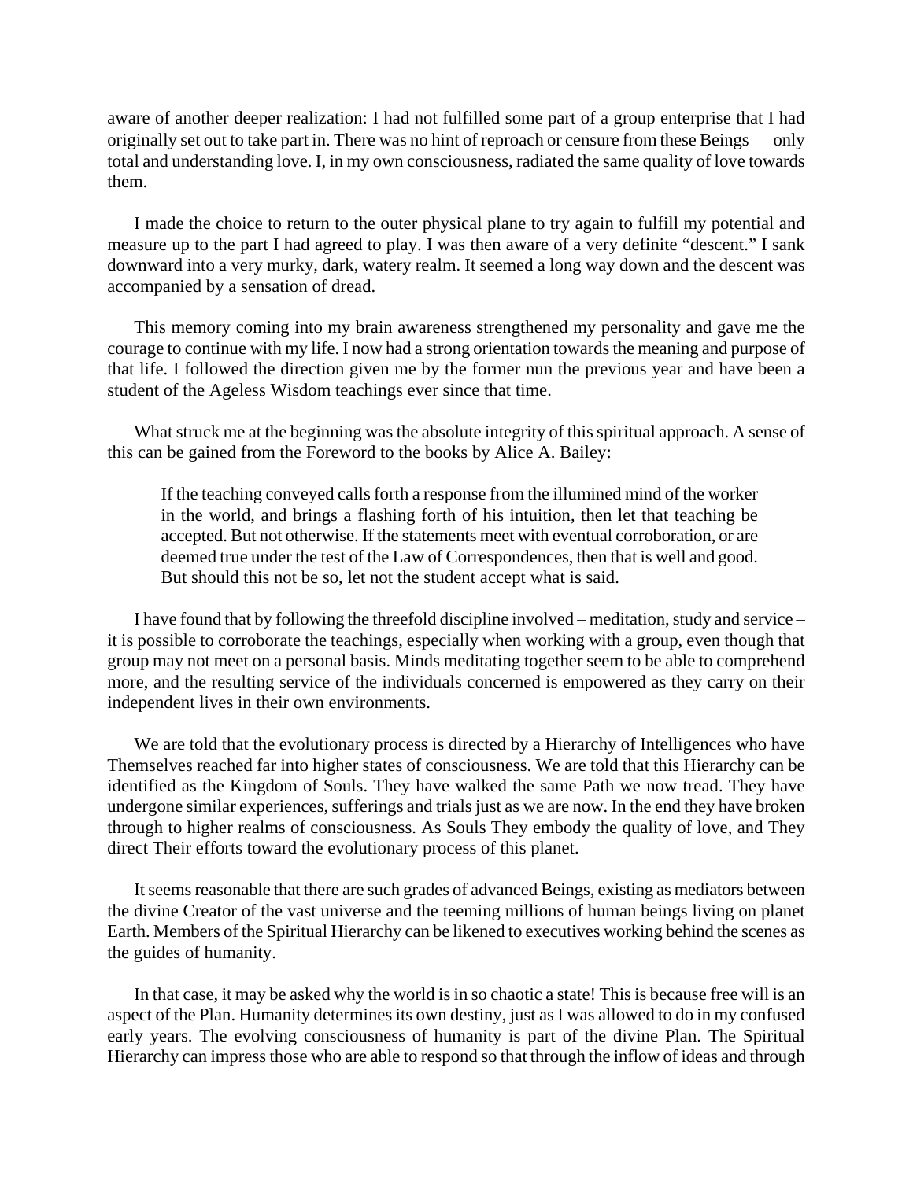aware of another deeper realization: I had not fulfilled some part of a group enterprise that I had originally set out to take part in. There was no hint of reproach or censure from these Beings only total and understanding love. I, in my own consciousness, radiated the same quality of love towards them.

I made the choice to return to the outer physical plane to try again to fulfill my potential and measure up to the part I had agreed to play. I was then aware of a very definite "descent." I sank downward into a very murky, dark, watery realm. It seemed a long way down and the descent was accompanied by a sensation of dread.

This memory coming into my brain awareness strengthened my personality and gave me the courage to continue with my life. I now had a strong orientation towards the meaning and purpose of that life. I followed the direction given me by the former nun the previous year and have been a student of the Ageless Wisdom teachings ever since that time.

What struck me at the beginning was the absolute integrity of this spiritual approach. A sense of this can be gained from the Foreword to the books by Alice A. Bailey:

> If the teaching conveyed calls forth a response from the illumined mind of the worker in the world, and brings a flashing forth of his intuition, then let that teaching be accepted. But not otherwise. If the statements meet with eventual corroboration, or are deemed true under the test of the Law of Correspondences, then that is well and good. But should this not be so, let not the student accept what is said.

I have found that by following the threefold discipline involved – meditation, study and service – it is possible to corroborate the teachings, especially when working with a group, even though that group may not meet on a personal basis. Minds meditating together seem to be able to comprehend more, and the resulting service of the individuals concerned is empowered as they carry on their independent lives in their own environments.

We are told that the evolutionary process is directed by a Hierarchy of Intelligences who have Themselves reached far into higher states of consciousness. We are told that this Hierarchy can be identified as the Kingdom of Souls. They have walked the same Path we now tread. They have undergone similar experiences, sufferings and trials just as we are now. In the end they have broken through to higher realms of consciousness. As Souls They embody the quality of love, and They direct Their efforts toward the evolutionary process of this planet.

It seems reasonable that there are such grades of advanced Beings, existing as mediators between the divine Creator of the vast universe and the teeming millions of human beings living on planet Earth. Members of the Spiritual Hierarchy can be likened to executives working behind the scenes as the guides of humanity.

In that case, it may be asked why the world is in so chaotic a state! This is because free will is an aspect of the Plan. Humanity determines its own destiny, just as I was allowed to do in my confused early years. The evolving consciousness of humanity is part of the divine Plan. The Spiritual Hierarchy can impress those who are able to respond so that through the inflow of ideas and through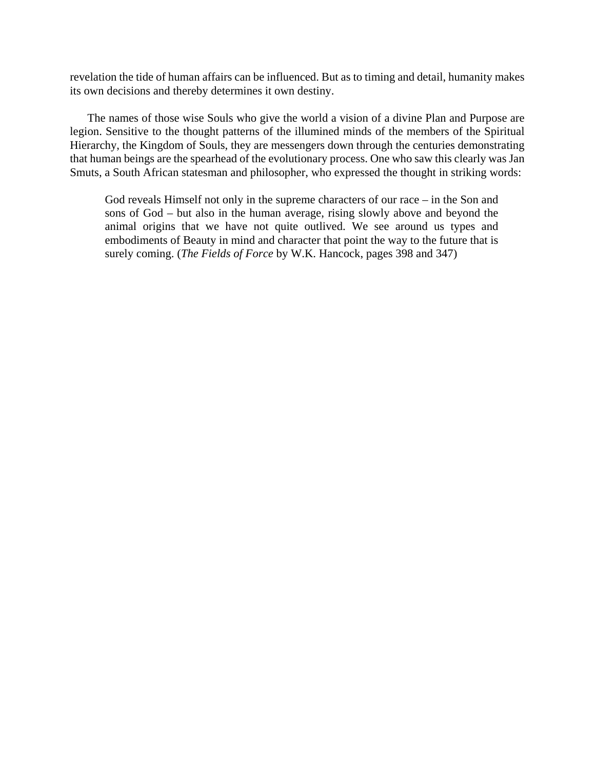revelation the tide of human affairs can be influenced. But as to timing and detail, humanity makes its own decisions and thereby determines it own destiny.

The names of those wise Souls who give the world a vision of a divine Plan and Purpose are legion. Sensitive to the thought patterns of the illumined minds of the members of the Spiritual Hierarchy, the Kingdom of Souls, they are messengers down through the centuries demonstrating that human beings are the spearhead of the evolutionary process. One who saw this clearly was Jan Smuts, a South African statesman and philosopher, who expressed the thought in striking words:

> God reveals Himself not only in the supreme characters of our race – in the Son and sons of God – but also in the human average, rising slowly above and beyond the animal origins that we have not quite outlived. We see around us types and embodiments of Beauty in mind and character that point the way to the future that is surely coming. (*The Fields of Force* by W.K. Hancock, pages 398 and 347)